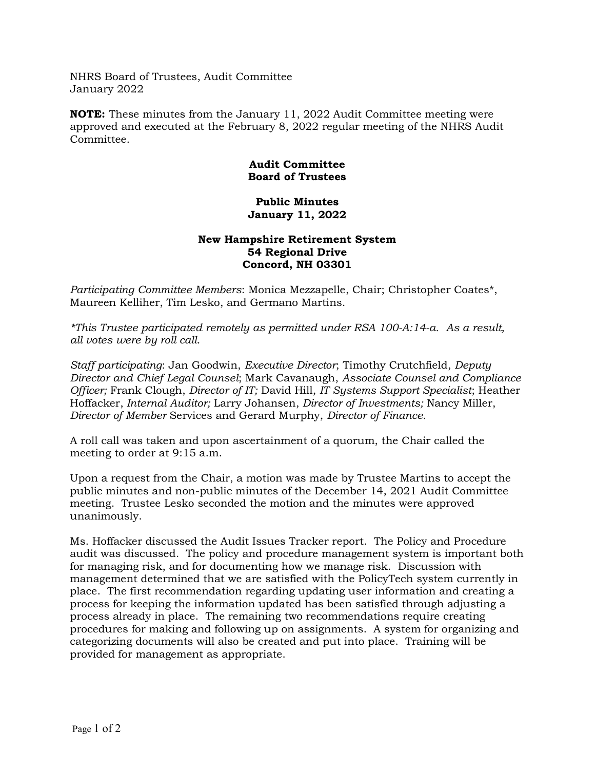NHRS Board of Trustees, Audit Committee
January 2022

**NOTE:** These minutes from the January 11, 2022 Audit Committee meeting were approved and executed at the February 8, 2022 regular meeting of the NHRS Audit Committee.

**Audit Committee**
**Board of Trustees**

**Public Minutes**
**January 11, 2022**

**New Hampshire Retirement System**
**54 Regional Drive**
**Concord, NH 03301**

*Participating Committee Members*: Monica Mezzapelle, Chair; Christopher Coates*, Maureen Kelliher, Tim Lesko, and Germano Martins.

*\*This Trustee participated remotely as permitted under RSA 100-A:14-a. As a result, all votes were by roll call.*

*Staff participating*: Jan Goodwin, *Executive Director*; Timothy Crutchfield, *Deputy Director and Chief Legal Counsel*; Mark Cavanaugh, *Associate Counsel and Compliance Officer;* Frank Clough, *Director of IT;* David Hill, *IT Systems Support Specialist*; Heather Hoffacker, *Internal Auditor;* Larry Johansen, *Director of Investments;* Nancy Miller, *Director of Member* Services and Gerard Murphy, *Director of Finance.*

A roll call was taken and upon ascertainment of a quorum, the Chair called the meeting to order at 9:15 a.m.

Upon a request from the Chair, a motion was made by Trustee Martins to accept the public minutes and non-public minutes of the December 14, 2021 Audit Committee meeting. Trustee Lesko seconded the motion and the minutes were approved unanimously.

Ms. Hoffacker discussed the Audit Issues Tracker report. The Policy and Procedure audit was discussed. The policy and procedure management system is important both for managing risk, and for documenting how we manage risk. Discussion with management determined that we are satisfied with the PolicyTech system currently in place. The first recommendation regarding updating user information and creating a process for keeping the information updated has been satisfied through adjusting a process already in place. The remaining two recommendations require creating procedures for making and following up on assignments. A system for organizing and categorizing documents will also be created and put into place. Training will be provided for management as appropriate.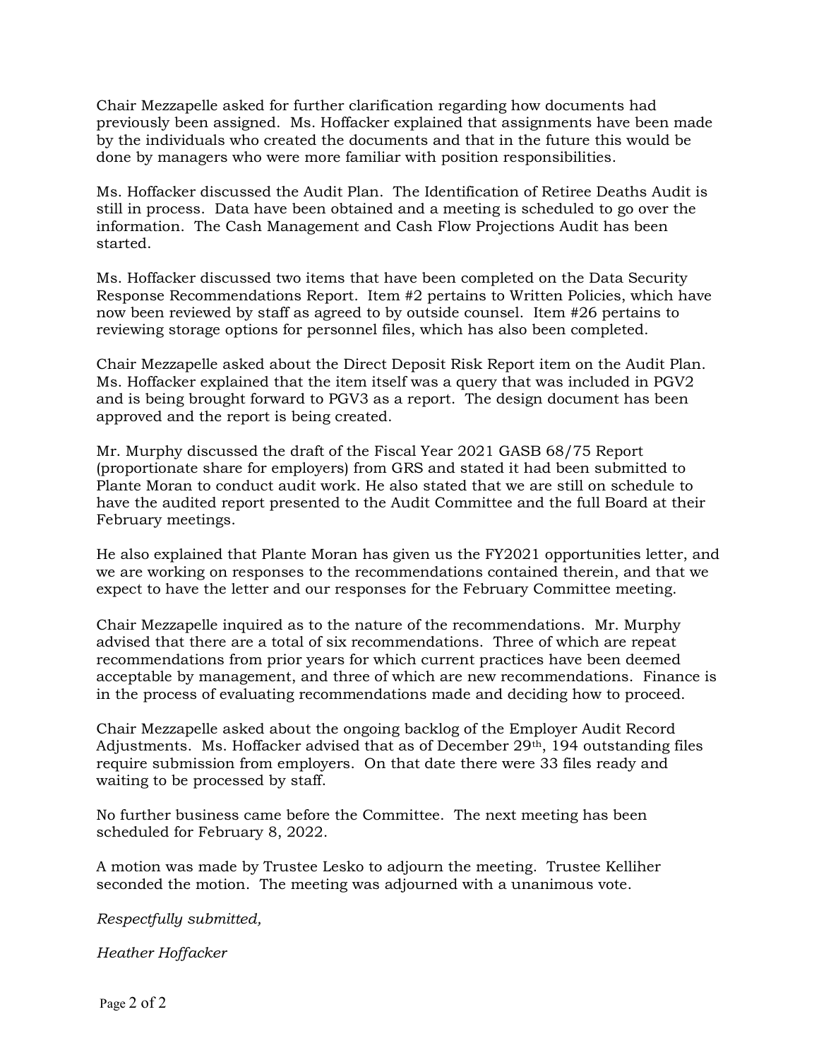Chair Mezzapelle asked for further clarification regarding how documents had previously been assigned. Ms. Hoffacker explained that assignments have been made by the individuals who created the documents and that in the future this would be done by managers who were more familiar with position responsibilities.

Ms. Hoffacker discussed the Audit Plan. The Identification of Retiree Deaths Audit is still in process. Data have been obtained and a meeting is scheduled to go over the information. The Cash Management and Cash Flow Projections Audit has been started.

Ms. Hoffacker discussed two items that have been completed on the Data Security Response Recommendations Report. Item #2 pertains to Written Policies, which have now been reviewed by staff as agreed to by outside counsel. Item #26 pertains to reviewing storage options for personnel files, which has also been completed.

Chair Mezzapelle asked about the Direct Deposit Risk Report item on the Audit Plan. Ms. Hoffacker explained that the item itself was a query that was included in PGV2 and is being brought forward to PGV3 as a report. The design document has been approved and the report is being created.

Mr. Murphy discussed the draft of the Fiscal Year 2021 GASB 68/75 Report (proportionate share for employers) from GRS and stated it had been submitted to Plante Moran to conduct audit work. He also stated that we are still on schedule to have the audited report presented to the Audit Committee and the full Board at their February meetings.

He also explained that Plante Moran has given us the FY2021 opportunities letter, and we are working on responses to the recommendations contained therein, and that we expect to have the letter and our responses for the February Committee meeting.

Chair Mezzapelle inquired as to the nature of the recommendations. Mr. Murphy advised that there are a total of six recommendations. Three of which are repeat recommendations from prior years for which current practices have been deemed acceptable by management, and three of which are new recommendations. Finance is in the process of evaluating recommendations made and deciding how to proceed.

Chair Mezzapelle asked about the ongoing backlog of the Employer Audit Record Adjustments. Ms. Hoffacker advised that as of December 29th, 194 outstanding files require submission from employers. On that date there were 33 files ready and waiting to be processed by staff.

No further business came before the Committee. The next meeting has been scheduled for February 8, 2022.

A motion was made by Trustee Lesko to adjourn the meeting. Trustee Kelliher seconded the motion. The meeting was adjourned with a unanimous vote.

*Respectfully submitted,*

*Heather Hoffacker*